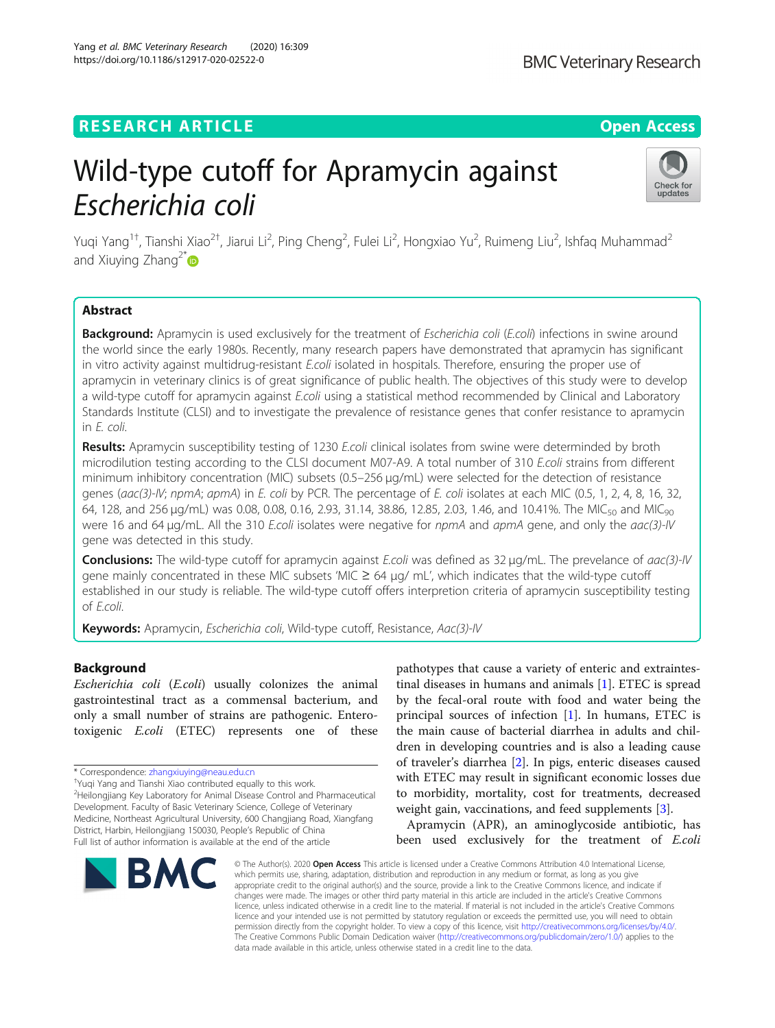RESEARCH ARTICLE

Open Access

# Wild-type cutoff for Apramycin against *Escherichia coli*

Yuqi Yang[1†], Tianshi Xiao[2†], Jiarui Li[2], Ping Cheng[2], Fulei Li[2], Hongxiao Yu[2], Ruimeng Liu[2], Ishfaq Muhammad[2] and Xiuying Zhang[2*]

## Abstract

**Background:** Apramycin is used exclusively for the treatment of *Escherichia coli* (*E.coli*) infections in swine around the world since the early 1980s. Recently, many research papers have demonstrated that apramycin has significant in vitro activity against multidrug-resistant *E.coli* isolated in hospitals. Therefore, ensuring the proper use of apramycin in veterinary clinics is of great significance of public health. The objectives of this study were to develop a wild-type cutoff for apramycin against *E.coli* using a statistical method recommended by Clinical and Laboratory Standards Institute (CLSI) and to investigate the prevalence of resistance genes that confer resistance to apramycin in *E. coli*.

**Results:** Apramycin susceptibility testing of 1230 *E.coli* clinical isolates from swine were determined by broth microdilution testing according to the CLSI document M07-A9. A total number of 310 *E.coli* strains from different minimum inhibitory concentration (MIC) subsets (0.5–256 μg/mL) were selected for the detection of resistance genes (*aac(3)-IV*; *npmA*; *apmA*) in *E. coli* by PCR. The percentage of *E. coli* isolates at each MIC (0.5, 1, 2, 4, 8, 16, 32, 64, 128, and 256 μg/mL) was 0.08, 0.08, 0.16, 2.93, 31.14, 38.86, 12.85, 2.03, 1.46, and 10.41%. The $MIC_{50}$ and $MIC_{90}$ were 16 and 64 μg/mL. All the 310 *E.coli* isolates were negative for *npmA* and *apmA* gene, and only the *aac(3)-IV* gene was detected in this study.

**Conclusions:** The wild-type cutoff for apramycin against *E.coli* was defined as 32 μg/mL. The prevalence of *aac(3)-IV* gene mainly concentrated in these MIC subsets 'MIC ≥ 64 μg/ mL', which indicates that the wild-type cutoff established in our study is reliable. The wild-type cutoff offers interpretion criteria of apramycin susceptibility testing of *E.coli*.

**Keywords:** Apramycin, *Escherichia coli*, Wild-type cutoff, Resistance, *Aac(3)-IV*

## Background

*Escherichia coli* (*E.coli*) usually colonizes the animal gastrointestinal tract as a commensal bacterium, and only a small number of strains are pathogenic. Enterotoxigenic *E.coli* (ETEC) represents one of these pathotypes that cause a variety of enteric and extraintestinal diseases in humans and animals [1]. ETEC is spread by the fecal-oral route with food and water being the principal sources of infection [1]. In humans, ETEC is the main cause of bacterial diarrhea in adults and children in developing countries and is also a leading cause of traveler's diarrhea [2]. In pigs, enteric diseases caused with ETEC may result in significant economic losses due to morbidity, mortality, cost for treatments, decreased weight gain, vaccinations, and feed supplements [3].

Apramycin (APR), an aminoglycoside antibiotic, has been used exclusively for the treatment of *E.coli*

* Correspondence: zhangxiuying@neau.edu.cn
†Yuqi Yang and Tianshi Xiao contributed equally to this work.
[2]Heilongjiang Key Laboratory for Animal Disease Control and Pharmaceutical Development. Faculty of Basic Veterinary Science, College of Veterinary Medicine, Northeast Agricultural University, 600 Changjiang Road, Xiangfang District, Harbin, Heilongjiang 150030, People's Republic of China
Full list of author information is available at the end of the article

© The Author(s). 2020 **Open Access** This article is licensed under a Creative Commons Attribution 4.0 International License, which permits use, sharing, adaptation, distribution and reproduction in any medium or format, as long as you give appropriate credit to the original author(s) and the source, provide a link to the Creative Commons licence, and indicate if changes were made. The images or other third party material in this article are included in the article's Creative Commons licence, unless indicated otherwise in a credit line to the material. If material is not included in the article's Creative Commons licence and your intended use is not permitted by statutory regulation or exceeds the permitted use, you will need to obtain permission directly from the copyright holder. To view a copy of this licence, visit http://creativecommons.org/licenses/by/4.0/. The Creative Commons Public Domain Dedication waiver (http://creativecommons.org/publicdomain/zero/1.0/) applies to the data made available in this article, unless otherwise stated in a credit line to the data.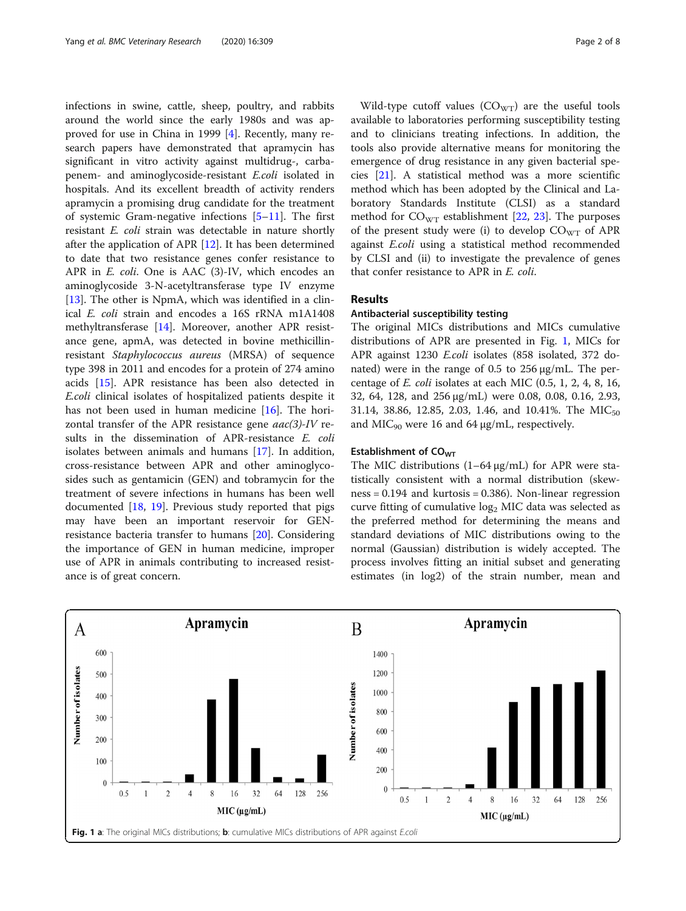infections in swine, cattle, sheep, poultry, and rabbits around the world since the early 1980s and was approved for use in China in 1999 [4]. Recently, many research papers have demonstrated that apramycin has significant in vitro activity against multidrug-, carbapenem- and aminoglycoside-resistant *E.coli* isolated in hospitals. And its excellent breadth of activity renders apramycin a promising drug candidate for the treatment of systemic Gram-negative infections [5–11]. The first resistant *E. coli* strain was detectable in nature shortly after the application of APR [12]. It has been determined to date that two resistance genes confer resistance to APR in *E. coli*. One is AAC (3)-IV, which encodes an aminoglycoside 3-N-acetyltransferase type IV enzyme [13]. The other is NpmA, which was identified in a clinical *E. coli* strain and encodes a 16S rRNA m1A1408 methyltransferase [14]. Moreover, another APR resistance gene, apmA, was detected in bovine methicillin-resistant *Staphylococcus aureus* (MRSA) of sequence type 398 in 2011 and encodes for a protein of 274 amino acids [15]. APR resistance has been also detected in *E.coli* clinical isolates of hospitalized patients despite it has not been used in human medicine [16]. The horizontal transfer of the APR resistance gene *aac(3)-IV* results in the dissemination of APR-resistance *E. coli* isolates between animals and humans [17]. In addition, cross-resistance between APR and other aminoglycosides such as gentamicin (GEN) and tobramycin for the treatment of severe infections in humans has been well documented [18, 19]. Previous study reported that pigs may have been an important reservoir for GEN-resistance bacteria transfer to humans [20]. Considering the importance of GEN in human medicine, improper use of APR in animals contributing to increased resistance is of great concern.

Wild-type cutoff values ($CO_{WT}$) are the useful tools available to laboratories performing susceptibility testing and to clinicians treating infections. In addition, the tools also provide alternative means for monitoring the emergence of drug resistance in any given bacterial species [21]. A statistical method was a more scientific method which has been adopted by the Clinical and Laboratory Standards Institute (CLSI) as a standard method for $CO_{WT}$ establishment [22, 23]. The purposes of the present study were (i) to develop $CO_{WT}$ of APR against *E.coli* using a statistical method recommended by CLSI and (ii) to investigate the prevalence of genes that confer resistance to APR in *E. coli*.

## Results

### Antibacterial susceptibility testing

The original MICs distributions and MICs cumulative distributions of APR are presented in Fig. 1, MICs for APR against 1230 *E.coli* isolates (858 isolated, 372 donated) were in the range of 0.5 to 256 μg/mL. The percentage of *E. coli* isolates at each MIC (0.5, 1, 2, 4, 8, 16, 32, 64, 128, and 256 μg/mL) were 0.08, 0.08, 0.16, 2.93, 31.14, 38.86, 12.85, 2.03, 1.46, and 10.41%. The $MIC_{50}$ and $MIC_{90}$ were 16 and 64 μg/mL, respectively.

### Establishment of $CO_{WT}$

The MIC distributions (1–64 μg/mL) for APR were statistically consistent with a normal distribution (skewness = 0.194 and kurtosis = 0.386). Non-linear regression curve fitting of cumulative $\log_2$ MIC data was selected as the preferred method for determining the means and standard deviations of MIC distributions owing to the normal (Gaussian) distribution is widely accepted. The process involves fitting an initial subset and generating estimates (in log2) of the strain number, mean and

**Fig. 1 a**: The original MICs distributions; **b**: cumulative MICs distributions of APR against *E.coli*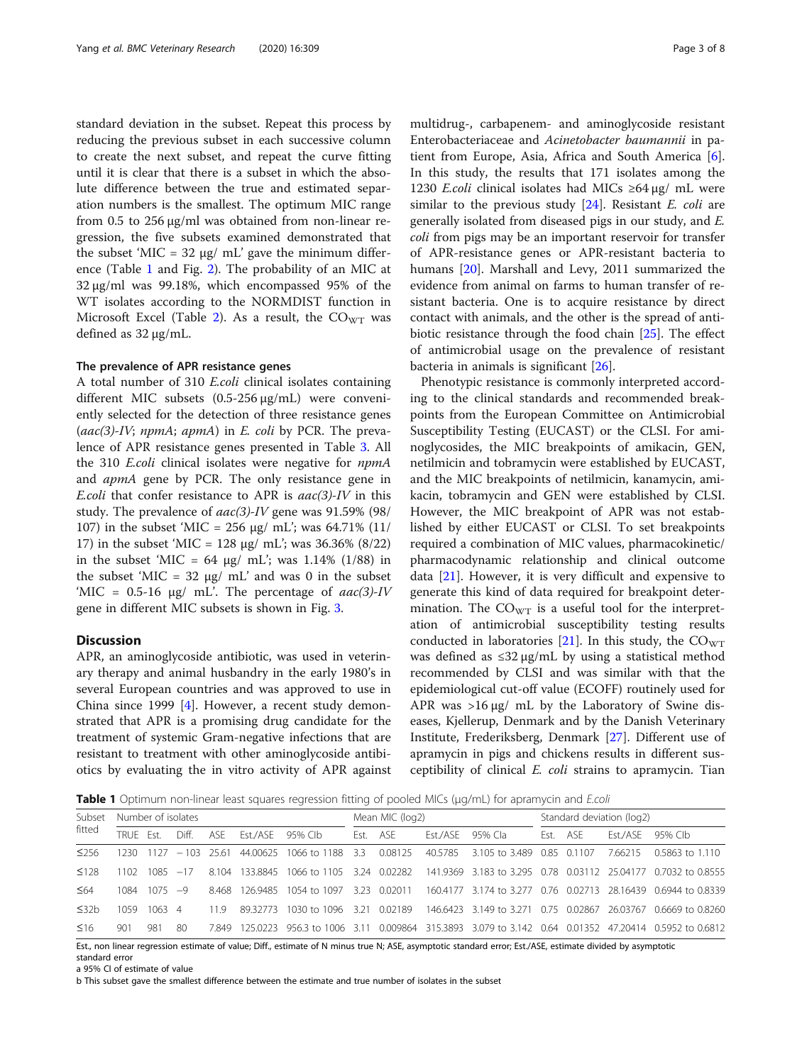standard deviation in the subset. Repeat this process by reducing the previous subset in each successive column to create the next subset, and repeat the curve fitting until it is clear that there is a subset in which the absolute difference between the true and estimated separation numbers is the smallest. The optimum MIC range from 0.5 to 256 μg/ml was obtained from non-linear regression, the five subsets examined demonstrated that the subset 'MIC = 32 μg/ mL' gave the minimum difference (Table 1 and Fig. 2). The probability of an MIC at 32 μg/ml was 99.18%, which encompassed 95% of the WT isolates according to the NORMDIST function in Microsoft Excel (Table 2). As a result, the $CO_{WT}$ was defined as 32 μg/mL.

### The prevalence of APR resistance genes

A total number of 310 *E.coli* clinical isolates containing different MIC subsets (0.5-256 μg/mL) were conveniently selected for the detection of three resistance genes (*aac(3)-IV*; *npmA*; *apmA*) in *E. coli* by PCR. The prevalence of APR resistance genes presented in Table 3. All the 310 *E.coli* clinical isolates were negative for *npmA* and *apmA* gene by PCR. The only resistance gene in *E.coli* that confer resistance to APR is *aac(3)-IV* in this study. The prevalence of *aac(3)-IV* gene was 91.59% (98/107) in the subset 'MIC = 256 μg/ mL'; was 64.71% (11/17) in the subset 'MIC = 128 μg/ mL'; was 36.36% (8/22) in the subset 'MIC = 64 μg/ mL'; was 1.14% (1/88) in the subset 'MIC = 32 μg/ mL' and was 0 in the subset 'MIC = 0.5-16 μg/ mL'. The percentage of *aac(3)-IV* gene in different MIC subsets is shown in Fig. 3.

## Discussion

APR, an aminoglycoside antibiotic, was used in veterinary therapy and animal husbandry in the early 1980's in several European countries and was approved to use in China since 1999 [4]. However, a recent study demonstrated that APR is a promising drug candidate for the treatment of systemic Gram-negative infections that are resistant to treatment with other aminoglycoside antibiotics by evaluating the in vitro activity of APR against multidrug-, carbapenem- and aminoglycoside resistant Enterobacteriaceae and *Acinetobacter baumannii* in patient from Europe, Asia, Africa and South America [6]. In this study, the results that 171 isolates among the 1230 *E.coli* clinical isolates had MICs ≥64 μg/ mL were similar to the previous study [24]. Resistant *E. coli* are generally isolated from diseased pigs in our study, and *E. coli* from pigs may be an important reservoir for transfer of APR-resistance genes or APR-resistant bacteria to humans [20]. Marshall and Levy, 2011 summarized the evidence from animal on farms to human transfer of resistant bacteria. One is to acquire resistance by direct contact with animals, and the other is the spread of antibiotic resistance through the food chain [25]. The effect of antimicrobial usage on the prevalence of resistant bacteria in animals is significant [26].

Phenotypic resistance is commonly interpreted according to the clinical standards and recommended breakpoints from the European Committee on Antimicrobial Susceptibility Testing (EUCAST) or the CLSI. For aminoglycosides, the MIC breakpoints of amikacin, GEN, netilmicin and tobramycin were established by EUCAST, and the MIC breakpoints of netilmicin, kanamycin, amikacin, tobramycin and GEN were established by CLSI. However, the MIC breakpoint of APR was not established by either EUCAST or CLSI. To set breakpoints required a combination of MIC values, pharmacokinetic/pharmacodynamic relationship and clinical outcome data [21]. However, it is very difficult and expensive to generate this kind of data required for breakpoint determination. The $CO_{WT}$ is a useful tool for the interpretation of antimicrobial susceptibility testing results conducted in laboratories [21]. In this study, the $CO_{WT}$ was defined as ≤32 μg/mL by using a statistical method recommended by CLSI and was similar with that the epidemiological cut-off value (ECOFF) routinely used for APR was >16 μg/ mL by the Laboratory of Swine diseases, Kjellerup, Denmark and by the Danish Veterinary Institute, Frederiksberg, Denmark [27]. Different use of apramycin in pigs and chickens results in different susceptibility of clinical *E. coli* strains to apramycin. Tian

**Table 1** Optimum non-linear least squares regression fitting of pooled MICs (μg/mL) for apramycin and *E.coli*

| Subset fitted | Number of isolates | | | | | | Mean MIC (log2) | | | | Standard deviation (log2) | | | |
|---|---|---|---|---|---|---|---|---|---|---|---|---|---|---|
| | TRUE | Est. | Diff. | ASE | Est./ASE | 95% CIb | Est. | ASE | Est./ASE | 95% CIa | Est. | ASE | Est./ASE | 95% CIb |
| ≤256 | 1230 | 1127 | −103 | 25.61 | 44.00625 | 1066 to 1188 | 3.3 | 0.08125 | 40.5785 | 3.105 to 3.489 | 0.85 | 0.1107 | 7.66215 | 0.5863 to 1.110 |
| ≤128 | 1102 | 1085 | −17 | 8.104 | 133.8845 | 1066 to 1105 | 3.24 | 0.02282 | 141.9369 | 3.183 to 3.295 | 0.78 | 0.03112 | 25.04177 | 0.7032 to 0.8555 |
| ≤64 | 1084 | 1075 | −9 | 8.468 | 126.9485 | 1054 to 1097 | 3.23 | 0.02011 | 160.4177 | 3.174 to 3.277 | 0.76 | 0.02713 | 28.16439 | 0.6944 to 0.8339 |
| ≤32b | 1059 | 1063 | 4 | 11.9 | 89.32773 | 1030 to 1096 | 3.21 | 0.02189 | 146.6423 | 3.149 to 3.271 | 0.75 | 0.02867 | 26.03767 | 0.6669 to 0.8260 |
| ≤16 | 901 | 981 | 80 | 7.849 | 125.0223 | 956.3 to 1006 | 3.11 | 0.009864 | 315.3893 | 3.079 to 3.142 | 0.64 | 0.01352 | 47.20414 | 0.5952 to 0.6812 |

Est., non linear regression estimate of value; Diff., estimate of N minus true N; ASE, asymptotic standard error; Est./ASE, estimate divided by asymptotic standard error

a 95% CI of estimate of value

b This subset gave the smallest difference between the estimate and true number of isolates in the subset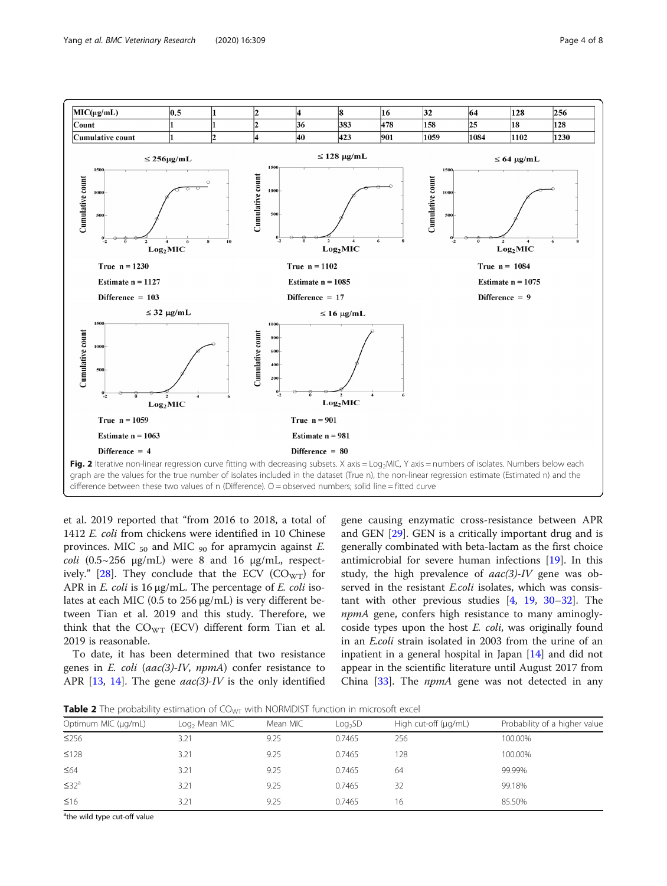| MIC(μg/mL) | 0.5 | 1 | 2 | 4 | 8 | 16 | 32 | 64 | 128 | 256 |
|---|---|---|---|---|---|---|---|---|---|---|
| Count | 1 | 1 | 2 | 36 | 383 | 478 | 158 | 25 | 18 | 128 |
| Cumulative count | 1 | 2 | 4 | 40 | 423 | 901 | 1059 | 1084 | 1102 | 1230 |

≤ 256μg/mL — True n = 1230; Estimate n = 1127; Difference = 103

≤ 128 μg/mL — True n = 1102; Estimate n = 1085; Difference = 17

≤ 64 μg/mL — True n = 1084; Estimate n = 1075; Difference = 9

≤ 32 μg/mL — True n = 1059; Estimate n = 1063; Difference = 4

≤ 16 μg/mL — True n = 901; Estimate n = 981; Difference = 80

**Fig. 2** Iterative non-linear regression curve fitting with decreasing subsets. X axis = $Log_2MIC$, Y axis = numbers of isolates. Numbers below each graph are the values for the true number of isolates included in the dataset (True n), the non-linear regression estimate (Estimated n) and the difference between these two values of n (Difference). O = observed numbers; solid line = fitted curve

et al. 2019 reported that "from 2016 to 2018, a total of 1412 *E. coli* from chickens were identified in 10 Chinese provinces. MIC $_{50}$ and MIC $_{90}$ for apramycin against *E. coli* (0.5~256 μg/mL) were 8 and 16 μg/mL, respectively." [28]. They conclude that the ECV ($CO_{WT}$) for APR in *E. coli* is 16 μg/mL. The percentage of *E. coli* isolates at each MIC (0.5 to 256 μg/mL) is very different between Tian et al. 2019 and this study. Therefore, we think that the $CO_{WT}$ (ECV) different form Tian et al. 2019 is reasonable.

To date, it has been determined that two resistance genes in *E. coli* (*aac(3)-IV*, *npmA*) confer resistance to APR [13, 14]. The gene *aac(3)-IV* is the only identified gene causing enzymatic cross-resistance between APR and GEN [29]. GEN is a critically important drug and is generally combinated with beta-lactam as the first choice antimicrobial for severe human infections [19]. In this study, the high prevalence of *aac(3)-IV* gene was observed in the resistant *E.coli* isolates, which was consistant with other previous studies [4, 19, 30–32]. The *npmA* gene, confers high resistance to many aminoglycoside types upon the host *E. coli*, was originally found in an *E.coli* strain isolated in 2003 from the urine of an inpatient in a general hospital in Japan [14] and did not appear in the scientific literature until August 2017 from China [33]. The *npmA* gene was not detected in any

**Table 2** The probability estimation of $CO_{WT}$ with NORMDIST function in microsoft excel

| Optimum MIC (μg/mL) | $Log_2$ Mean MIC | Mean MIC | $Log_2SD$ | High cut-off (μg/mL) | Probability of a higher value |
|---|---|---|---|---|---|
| ≤256 | 3.21 | 9.25 | 0.7465 | 256 | 100.00% |
| ≤128 | 3.21 | 9.25 | 0.7465 | 128 | 100.00% |
| ≤64 | 3.21 | 9.25 | 0.7465 | 64 | 99.99% |
| ≤32[a] | 3.21 | 9.25 | 0.7465 | 32 | 99.18% |
| ≤16 | 3.21 | 9.25 | 0.7465 | 16 | 85.50% |

[a]the wild type cut-off value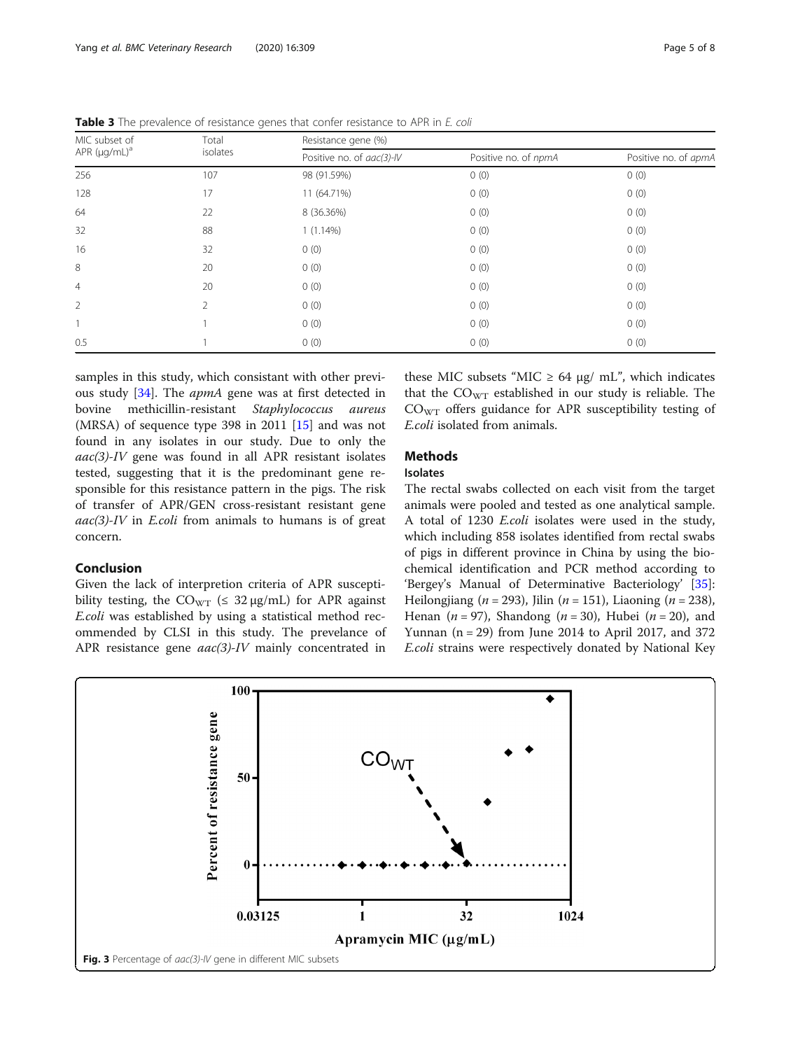**Table 3** The prevalence of resistance genes that confer resistance to APR in *E. coli*

| MIC subset of APR (μg/mL)[a] | Total isolates | Resistance gene (%) | | |
|---|---|---|---|---|
| | | Positive no. of *aac(3)-IV* | Positive no. of *npmA* | Positive no. of *apmA* |
| 256 | 107 | 98 (91.59%) | 0 (0) | 0 (0) |
| 128 | 17 | 11 (64.71%) | 0 (0) | 0 (0) |
| 64 | 22 | 8 (36.36%) | 0 (0) | 0 (0) |
| 32 | 88 | 1 (1.14%) | 0 (0) | 0 (0) |
| 16 | 32 | 0 (0) | 0 (0) | 0 (0) |
| 8 | 20 | 0 (0) | 0 (0) | 0 (0) |
| 4 | 20 | 0 (0) | 0 (0) | 0 (0) |
| 2 | 2 | 0 (0) | 0 (0) | 0 (0) |
| 1 | 1 | 0 (0) | 0 (0) | 0 (0) |
| 0.5 | 1 | 0 (0) | 0 (0) | 0 (0) |

samples in this study, which consistant with other previous study [34]. The *apmA* gene was at first detected in bovine methicillin-resistant *Staphylococcus aureus* (MRSA) of sequence type 398 in 2011 [15] and was not found in any isolates in our study. Due to only the *aac(3)-IV* gene was found in all APR resistant isolates tested, suggesting that it is the predominant gene responsible for this resistance pattern in the pigs. The risk of transfer of APR/GEN cross-resistant resistant gene *aac(3)-IV* in *E.coli* from animals to humans is of great concern.

## Conclusion

Given the lack of interpretion criteria of APR susceptibility testing, the $CO_{WT}$ ($\leq$ 32 μg/mL) for APR against *E.coli* was established by using a statistical method recommended by CLSI in this study. The prevelance of APR resistance gene *aac(3)-IV* mainly concentrated in these MIC subsets "MIC ≥ 64 μg/ mL", which indicates that the $CO_{WT}$ established in our study is reliable. The $CO_{WT}$ offers guidance for APR susceptibility testing of *E.coli* isolated from animals.

## Methods

### Isolates

The rectal swabs collected on each visit from the target animals were pooled and tested as one analytical sample. A total of 1230 *E.coli* isolates were used in the study, which including 858 isolates identified from rectal swabs of pigs in different province in China by using the biochemical identification and PCR method according to 'Bergey's Manual of Determinative Bacteriology' [35]: Heilongjiang ($n = 293$), Jilin ($n = 151$), Liaoning ($n = 238$), Henan ($n = 97$), Shandong ($n = 30$), Hubei ($n = 20$), and Yunnan (n = 29) from June 2014 to April 2017, and 372 *E.coli* strains were respectively donated by National Key

**Fig. 3** Percentage of *aac(3)-IV* gene in different MIC subsets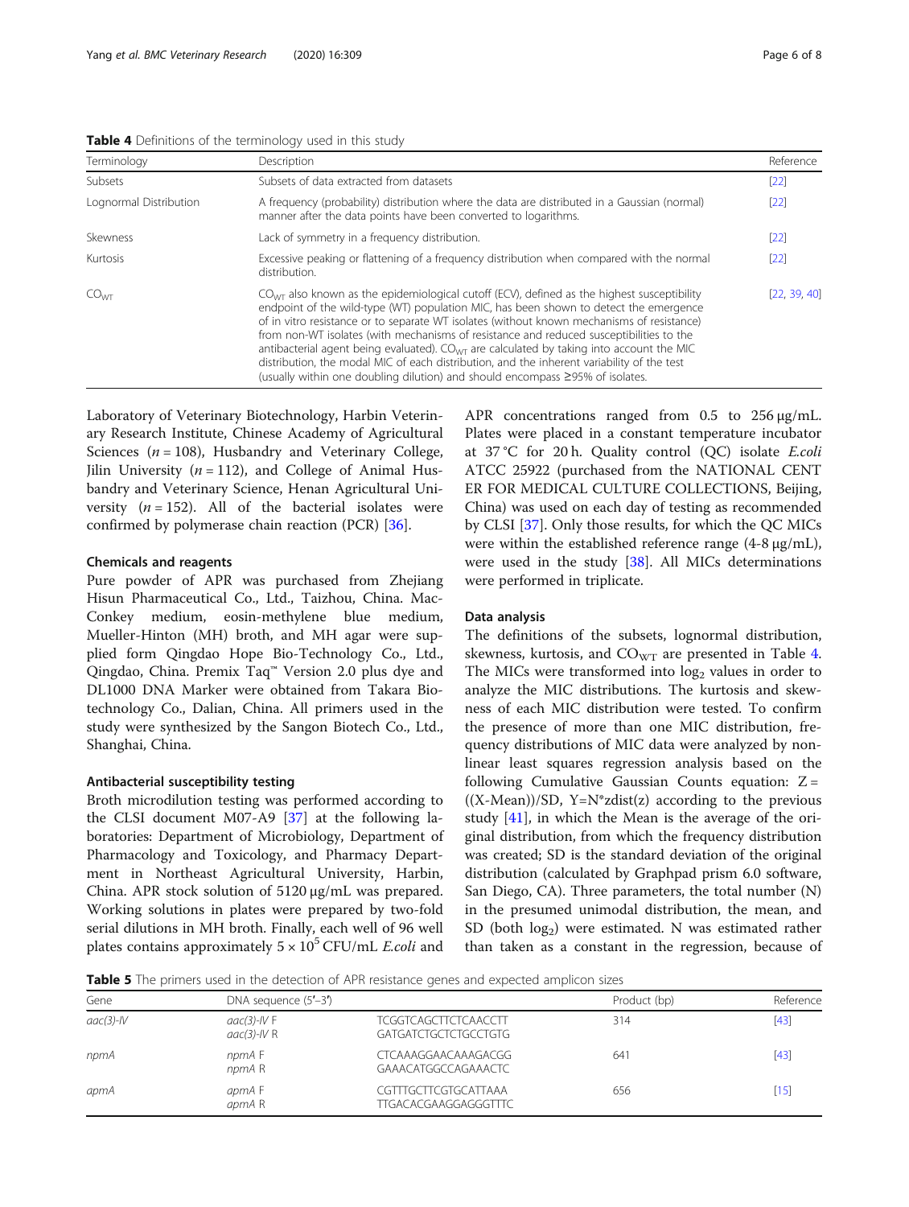**Table 4** Definitions of the terminology used in this study

| Terminology | Description | Reference |
|---|---|---|
| Subsets | Subsets of data extracted from datasets | [22] |
| Lognormal Distribution | A frequency (probability) distribution where the data are distributed in a Gaussian (normal) manner after the data points have been converted to logarithms. | [22] |
| Skewness | Lack of symmetry in a frequency distribution. | [22] |
| Kurtosis | Excessive peaking or flattening of a frequency distribution when compared with the normal distribution. | [22] |
| $CO_{WT}$ | $CO_{WT}$ also known as the epidemiological cutoff (ECV), defined as the highest susceptibility endpoint of the wild-type (WT) population MIC, has been shown to detect the emergence of in vitro resistance or to separate WT isolates (without known mechanisms of resistance) from non-WT isolates (with mechanisms of resistance and reduced susceptibilities to the antibacterial agent being evaluated). $CO_{WT}$ are calculated by taking into account the MIC distribution, the modal MIC of each distribution, and the inherent variability of the test (usually within one doubling dilution) and should encompass ≥95% of isolates. | [22, 39, 40] |

Laboratory of Veterinary Biotechnology, Harbin Veterinary Research Institute, Chinese Academy of Agricultural Sciences ($n = 108$), Husbandry and Veterinary College, Jilin University ($n = 112$), and College of Animal Husbandry and Veterinary Science, Henan Agricultural University ($n = 152$). All of the bacterial isolates were confirmed by polymerase chain reaction (PCR) [36].

### Chemicals and reagents

Pure powder of APR was purchased from Zhejiang Hisun Pharmaceutical Co., Ltd., Taizhou, China. MacConkey medium, eosin-methylene blue medium, Mueller-Hinton (MH) broth, and MH agar were supplied form Qingdao Hope Bio-Technology Co., Ltd., Qingdao, China. Premix Taq™ Version 2.0 plus dye and DL1000 DNA Marker were obtained from Takara Biotechnology Co., Dalian, China. All primers used in the study were synthesized by the Sangon Biotech Co., Ltd., Shanghai, China.

### Antibacterial susceptibility testing

Broth microdilution testing was performed according to the CLSI document M07-A9 [37] at the following laboratories: Department of Microbiology, Department of Pharmacology and Toxicology, and Pharmacy Department in Northeast Agricultural University, Harbin, China. APR stock solution of 5120 μg/mL was prepared. Working solutions in plates were prepared by two-fold serial dilutions in MH broth. Finally, each well of 96 well plates contains approximately $5 \times 10^5$ CFU/mL *E.coli* and APR concentrations ranged from 0.5 to 256 μg/mL. Plates were placed in a constant temperature incubator at 37 °C for 20 h. Quality control (QC) isolate *E.coli* ATCC 25922 (purchased from the NATIONAL CENTER FOR MEDICAL CULTURE COLLECTIONS, Beijing, China) was used on each day of testing as recommended by CLSI [37]. Only those results, for which the QC MICs were within the established reference range (4-8 μg/mL), were used in the study [38]. All MICs determinations were performed in triplicate.

### Data analysis

The definitions of the subsets, lognormal distribution, skewness, kurtosis, and $CO_{WT}$ are presented in Table 4. The MICs were transformed into $\log_2$ values in order to analyze the MIC distributions. The kurtosis and skewness of each MIC distribution were tested. To confirm the presence of more than one MIC distribution, frequency distributions of MIC data were analyzed by nonlinear least squares regression analysis based on the following Cumulative Gaussian Counts equation: $Z = ((X\text{-Mean}))/SD$, $Y = N^{*}zdist(z)$ according to the previous study [41], in which the Mean is the average of the original distribution, from which the frequency distribution was created; SD is the standard deviation of the original distribution (calculated by Graphpad prism 6.0 software, San Diego, CA). Three parameters, the total number (N) in the presumed unimodal distribution, the mean, and SD (both $\log_2$) were estimated. N was estimated rather than taken as a constant in the regression, because of

**Table 5** The primers used in the detection of APR resistance genes and expected amplicon sizes

| Gene | DNA sequence (5′–3′) | | Product (bp) | Reference |
|---|---|---|---|---|
| *aac(3)-IV* | *aac(3)-IV* F<br>*aac(3)-IV* R | TCGGTCAGCTTCTCAACCTT<br>GATGATCTGCTCTGCCTGTG | 314 | [43] |
| *npmA* | *npmA* F<br>*npmA* R | CTCAAAGGAACAAAGACGG<br>GAAACATGGCCAGAAACTC | 641 | [43] |
| *apmA* | *apmA* F<br>*apmA* R | CGTTTGCTTCGTGCATTAAA<br>TTGACACGAAGGAGGGTTTC | 656 | [15] |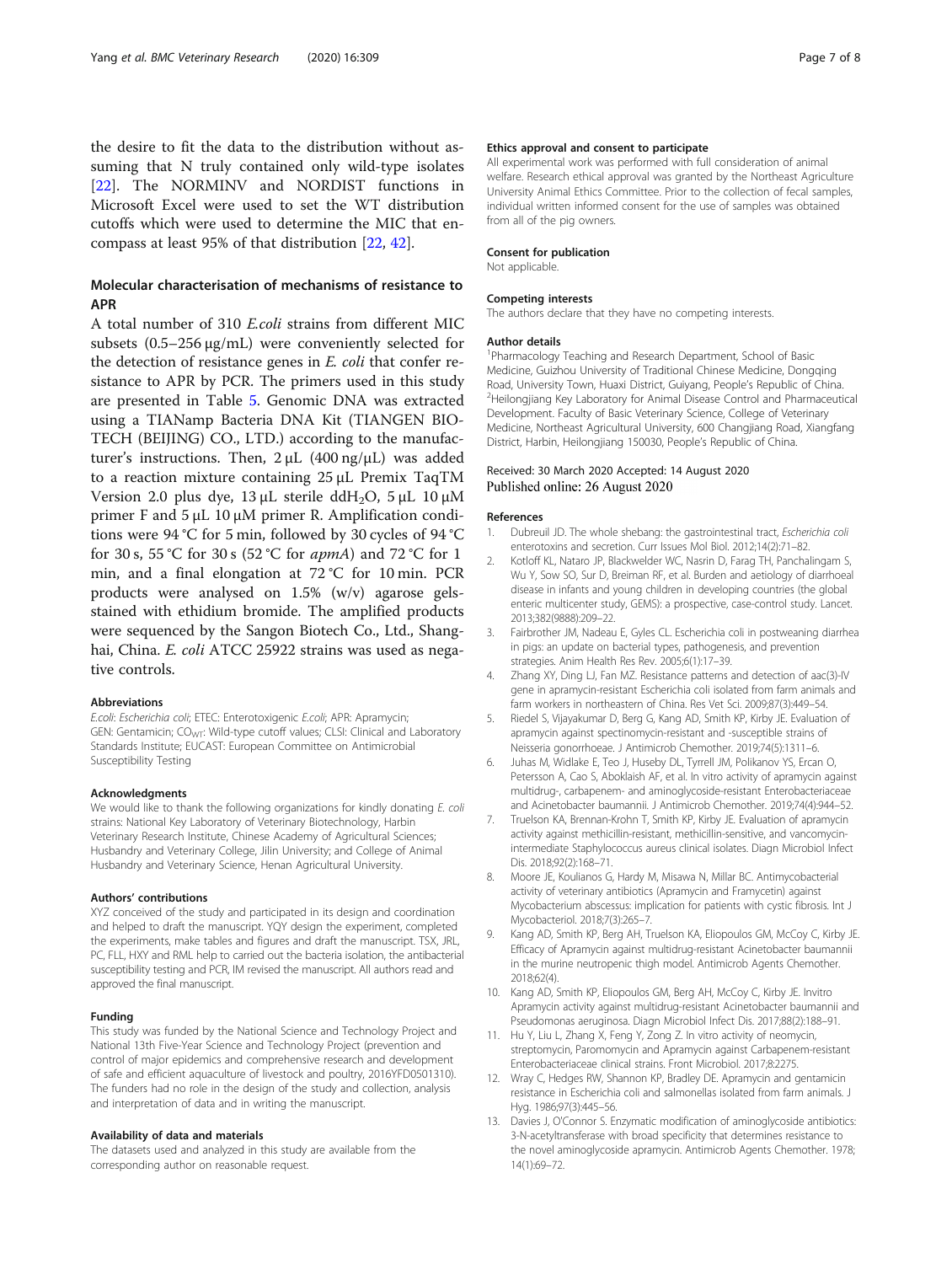the desire to fit the data to the distribution without assuming that N truly contained only wild-type isolates [22]. The NORMINV and NORDIST functions in Microsoft Excel were used to set the WT distribution cutoffs which were used to determine the MIC that encompass at least 95% of that distribution [22, 42].

## Molecular characterisation of mechanisms of resistance to APR

A total number of 310 *E.coli* strains from different MIC subsets (0.5–256 μg/mL) were conveniently selected for the detection of resistance genes in *E. coli* that confer resistance to APR by PCR. The primers used in this study are presented in Table 5. Genomic DNA was extracted using a TIANamp Bacteria DNA Kit (TIANGEN BIOTECH (BEIJING) CO., LTD.) according to the manufacturer's instructions. Then, 2 μL (400 ng/μL) was added to a reaction mixture containing 25 μL Premix TaqTM Version 2.0 plus dye, 13 μL sterile dd$H_2O$, 5 μL 10 μM primer F and 5 μL 10 μM primer R. Amplification conditions were 94 °C for 5 min, followed by 30 cycles of 94 °C for 30 s, 55 °C for 30 s (52 °C for *apmA*) and 72 °C for 1 min, and a final elongation at 72 °C for 10 min. PCR products were analysed on 1.5% (w/v) agarose gels-stained with ethidium bromide. The amplified products were sequenced by the Sangon Biotech Co., Ltd., Shanghai, China. *E. coli* ATCC 25922 strains was used as negative controls.

### Abbreviations

*E.coli*: *Escherichia coli*; ETEC: Enterotoxigenic *E.coli*; APR: Apramycin; GEN: Gentamicin; $CO_{WT}$: Wild-type cutoff values; CLSI: Clinical and Laboratory Standards Institute; EUCAST: European Committee on Antimicrobial Susceptibility Testing

### Acknowledgments

We would like to thank the following organizations for kindly donating *E. coli* strains: National Key Laboratory of Veterinary Biotechnology, Harbin Veterinary Research Institute, Chinese Academy of Agricultural Sciences; Husbandry and Veterinary College, Jilin University; and College of Animal Husbandry and Veterinary Science, Henan Agricultural University.

### Authors' contributions

XYZ conceived of the study and participated in its design and coordination and helped to draft the manuscript. YQY design the experiment, completed the experiments, make tables and figures and draft the manuscript. TSX, JRL, PC, FLL, HXY and RML help to carried out the bacteria isolation, the antibacterial susceptibility testing and PCR, IM revised the manuscript. All authors read and approved the final manuscript.

### Funding

This study was funded by the National Science and Technology Project and National 13th Five-Year Science and Technology Project (prevention and control of major epidemics and comprehensive research and development of safe and efficient aquaculture of livestock and poultry, 2016YFD0501310). The funders had no role in the design of the study and collection, analysis and interpretation of data and in writing the manuscript.

### Availability of data and materials

The datasets used and analyzed in this study are available from the corresponding author on reasonable request.

### Ethics approval and consent to participate

All experimental work was performed with full consideration of animal welfare. Research ethical approval was granted by the Northeast Agriculture University Animal Ethics Committee. Prior to the collection of fecal samples, individual written informed consent for the use of samples was obtained from all of the pig owners.

### Consent for publication

Not applicable.

### Competing interests

The authors declare that they have no competing interests.

### Author details

[1]Pharmacology Teaching and Research Department, School of Basic Medicine, Guizhou University of Traditional Chinese Medicine, Dongqing Road, University Town, Huaxi District, Guiyang, People's Republic of China. [2]Heilongjiang Key Laboratory for Animal Disease Control and Pharmaceutical Development. Faculty of Basic Veterinary Science, College of Veterinary Medicine, Northeast Agricultural University, 600 Changjiang Road, Xiangfang District, Harbin, Heilongjiang 150030, People's Republic of China.

Received: 30 March 2020 Accepted: 14 August 2020
Published online: 26 August 2020

### References

1. Dubreuil JD. The whole shebang: the gastrointestinal tract, *Escherichia coli* enterotoxins and secretion. Curr Issues Mol Biol. 2012;14(2):71–82.
2. Kotloff KL, Nataro JP, Blackwelder WC, Nasrin D, Farag TH, Panchalingam S, Wu Y, Sow SO, Sur D, Breiman RF, et al. Burden and aetiology of diarrhoeal disease in infants and young children in developing countries (the global enteric multicenter study, GEMS): a prospective, case-control study. Lancet. 2013;382(9888):209–22.
3. Fairbrother JM, Nadeau E, Gyles CL. Escherichia coli in postweaning diarrhea in pigs: an update on bacterial types, pathogenesis, and prevention strategies. Anim Health Res Rev. 2005;6(1):17–39.
4. Zhang XY, Ding LJ, Fan MZ. Resistance patterns and detection of aac(3)-IV gene in apramycin-resistant Escherichia coli isolated from farm animals and farm workers in northeastern of China. Res Vet Sci. 2009;87(3):449–54.
5. Riedel S, Vijayakumar D, Berg G, Kang AD, Smith KP, Kirby JE. Evaluation of apramycin against spectinomycin-resistant and -susceptible strains of Neisseria gonorrhoeae. J Antimicrob Chemother. 2019;74(5):1311–6.
6. Juhas M, Widlake E, Teo J, Huseby DL, Tyrrell JM, Polikanov YS, Ercan O, Petersson A, Cao S, Aboklaish AF, et al. In vitro activity of apramycin against multidrug-, carbapenem- and aminoglycoside-resistant Enterobacteriaceae and Acinetobacter baumannii. J Antimicrob Chemother. 2019;74(4):944–52.
7. Truelson KA, Brennan-Krohn T, Smith KP, Kirby JE. Evaluation of apramycin activity against methicillin-resistant, methicillin-sensitive, and vancomycin-intermediate Staphylococcus aureus clinical isolates. Diagn Microbiol Infect Dis. 2018;92(2):168–71.
8. Moore JE, Koulianos G, Hardy M, Misawa N, Millar BC. Antimycobacterial activity of veterinary antibiotics (Apramycin and Framycetin) against Mycobacterium abscessus: implication for patients with cystic fibrosis. Int J Mycobacteriol. 2018;7(3):265–7.
9. Kang AD, Smith KP, Berg AH, Truelson KA, Eliopoulos GM, McCoy C, Kirby JE. Efficacy of Apramycin against multidrug-resistant Acinetobacter baumannii in the murine neutropenic thigh model. Antimicrob Agents Chemother. 2018;62(4).
10. Kang AD, Smith KP, Eliopoulos GM, Berg AH, McCoy C, Kirby JE. Invitro Apramycin activity against multidrug-resistant Acinetobacter baumannii and Pseudomonas aeruginosa. Diagn Microbiol Infect Dis. 2017;88(2):188–91.
11. Hu Y, Liu L, Zhang X, Feng Y, Zong Z. In vitro activity of neomycin, streptomycin, Paromomycin and Apramycin against Carbapenem-resistant Enterobacteriaceae clinical strains. Front Microbiol. 2017;8:2275.
12. Wray C, Hedges RW, Shannon KP, Bradley DE. Apramycin and gentamicin resistance in Escherichia coli and salmonellas isolated from farm animals. J Hyg. 1986;97(3):445–56.
13. Davies J, O'Connor S. Enzymatic modification of aminoglycoside antibiotics: 3-N-acetyltransferase with broad specificity that determines resistance to the novel aminoglycoside apramycin. Antimicrob Agents Chemother. 1978; 14(1):69–72.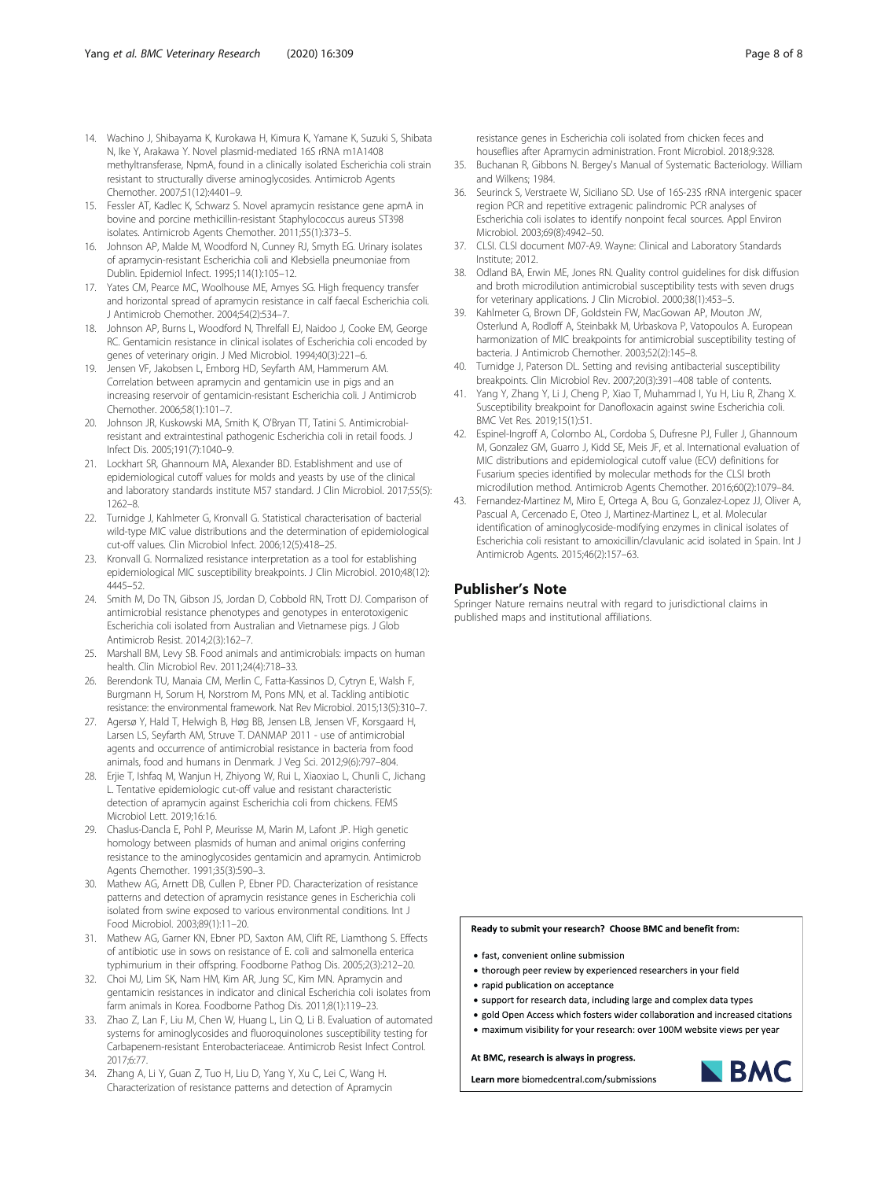14. Wachino J, Shibayama K, Kurokawa H, Kimura K, Yamane K, Suzuki S, Shibata N, Ike Y, Arakawa Y. Novel plasmid-mediated 16S rRNA m1A1408 methyltransferase, NpmA, found in a clinically isolated Escherichia coli strain resistant to structurally diverse aminoglycosides. Antimicrob Agents Chemother. 2007;51(12):4401–9.
15. Fessler AT, Kadlec K, Schwarz S. Novel apramycin resistance gene apmA in bovine and porcine methicillin-resistant Staphylococcus aureus ST398 isolates. Antimicrob Agents Chemother. 2011;55(1):373–5.
16. Johnson AP, Malde M, Woodford N, Cunney RJ, Smyth EG. Urinary isolates of apramycin-resistant Escherichia coli and Klebsiella pneumoniae from Dublin. Epidemiol Infect. 1995;114(1):105–12.
17. Yates CM, Pearce MC, Woolhouse ME, Amyes SG. High frequency transfer and horizontal spread of apramycin resistance in calf faecal Escherichia coli. J Antimicrob Chemother. 2004;54(2):534–7.
18. Johnson AP, Burns L, Woodford N, Threlfall EJ, Naidoo J, Cooke EM, George RC. Gentamicin resistance in clinical isolates of Escherichia coli encoded by genes of veterinary origin. J Med Microbiol. 1994;40(3):221–6.
19. Jensen VF, Jakobsen L, Emborg HD, Seyfarth AM, Hammerum AM. Correlation between apramycin and gentamicin use in pigs and an increasing reservoir of gentamicin-resistant Escherichia coli. J Antimicrob Chemother. 2006;58(1):101–7.
20. Johnson JR, Kuskowski MA, Smith K, O'Bryan TT, Tatini S. Antimicrobial-resistant and extraintestinal pathogenic Escherichia coli in retail foods. J Infect Dis. 2005;191(7):1040–9.
21. Lockhart SR, Ghannoum MA, Alexander BD. Establishment and use of epidemiological cutoff values for molds and yeasts by use of the clinical and laboratory standards institute M57 standard. J Clin Microbiol. 2017;55(5):1262–8.
22. Turnidge J, Kahlmeter G, Kronvall G. Statistical characterisation of bacterial wild-type MIC value distributions and the determination of epidemiological cut-off values. Clin Microbiol Infect. 2006;12(5):418–25.
23. Kronvall G. Normalized resistance interpretation as a tool for establishing epidemiological MIC susceptibility breakpoints. J Clin Microbiol. 2010;48(12):4445–52.
24. Smith M, Do TN, Gibson JS, Jordan D, Cobbold RN, Trott DJ. Comparison of antimicrobial resistance phenotypes and genotypes in enterotoxigenic Escherichia coli isolated from Australian and Vietnamese pigs. J Glob Antimicrob Resist. 2014;2(3):162–7.
25. Marshall BM, Levy SB. Food animals and antimicrobials: impacts on human health. Clin Microbiol Rev. 2011;24(4):718–33.
26. Berendonk TU, Manaia CM, Merlin C, Fatta-Kassinos D, Cytryn E, Walsh F, Burgmann H, Sorum H, Norstrom M, Pons MN, et al. Tackling antibiotic resistance: the environmental framework. Nat Rev Microbiol. 2015;13(5):310–7.
27. Agersø Y, Hald T, Helwigh B, Høg BB, Jensen LB, Jensen VF, Korsgaard H, Larsen LS, Seyfarth AM, Struve T. DANMAP 2011 - use of antimicrobial agents and occurrence of antimicrobial resistance in bacteria from food animals, food and humans in Denmark. J Veg Sci. 2012;9(6):797–804.
28. Erjie T, Ishfaq M, Wanjun H, Zhiyong W, Rui L, Xiaoxiao L, Chunli C, Jichang L. Tentative epidemiologic cut-off value and resistant characteristic detection of apramycin against Escherichia coli from chickens. FEMS Microbiol Lett. 2019;16:16.
29. Chaslus-Dancla E, Pohl P, Meurisse M, Marin M, Lafont JP. High genetic homology between plasmids of human and animal origins conferring resistance to the aminoglycosides gentamicin and apramycin. Antimicrob Agents Chemother. 1991;35(3):590–3.
30. Mathew AG, Arnett DB, Cullen P, Ebner PD. Characterization of resistance patterns and detection of apramycin resistance genes in Escherichia coli isolated from swine exposed to various environmental conditions. Int J Food Microbiol. 2003;89(1):11–20.
31. Mathew AG, Garner KN, Ebner PD, Saxton AM, Clift RE, Liamthong S. Effects of antibiotic use in sows on resistance of E. coli and salmonella enterica typhimurium in their offspring. Foodborne Pathog Dis. 2005;2(3):212–20.
32. Choi MJ, Lim SK, Nam HM, Kim AR, Jung SC, Kim MN. Apramycin and gentamicin resistances in indicator and clinical Escherichia coli isolates from farm animals in Korea. Foodborne Pathog Dis. 2011;8(1):119–23.
33. Zhao Z, Lan F, Liu M, Chen W, Huang L, Lin Q, Li B. Evaluation of automated systems for aminoglycosides and fluoroquinolones susceptibility testing for Carbapenem-resistant Enterobacteriaceae. Antimicrob Resist Infect Control. 2017;6:77.
34. Zhang A, Li Y, Guan Z, Tuo H, Liu D, Yang Y, Xu C, Lei C, Wang H. Characterization of resistance patterns and detection of Apramycin resistance genes in Escherichia coli isolated from chicken feces and houseflies after Apramycin administration. Front Microbiol. 2018;9:328.
35. Buchanan R, Gibbons N. Bergey's Manual of Systematic Bacteriology. William and Wilkens; 1984.
36. Seurinck S, Verstraete W, Siciliano SD. Use of 16S-23S rRNA intergenic spacer region PCR and repetitive extragenic palindromic PCR analyses of Escherichia coli isolates to identify nonpoint fecal sources. Appl Environ Microbiol. 2003;69(8):4942–50.
37. CLSI. CLSI document M07-A9. Wayne: Clinical and Laboratory Standards Institute; 2012.
38. Odland BA, Erwin ME, Jones RN. Quality control guidelines for disk diffusion and broth microdilution antimicrobial susceptibility tests with seven drugs for veterinary applications. J Clin Microbiol. 2000;38(1):453–5.
39. Kahlmeter G, Brown DF, Goldstein FW, MacGowan AP, Mouton JW, Osterlund A, Rodloff A, Steinbakk M, Urbaskova P, Vatopoulos A. European harmonization of MIC breakpoints for antimicrobial susceptibility testing of bacteria. J Antimicrob Chemother. 2003;52(2):145–8.
40. Turnidge J, Paterson DL. Setting and revising antibacterial susceptibility breakpoints. Clin Microbiol Rev. 2007;20(3):391–408 table of contents.
41. Yang Y, Zhang Y, Li J, Cheng P, Xiao T, Muhammad I, Yu H, Liu R, Zhang X. Susceptibility breakpoint for Danofloxacin against swine Escherichia coli. BMC Vet Res. 2019;15(1):51.
42. Espinel-Ingroff A, Colombo AL, Cordoba S, Dufresne PJ, Fuller J, Ghannoum M, Gonzalez GM, Guarro J, Kidd SE, Meis JF, et al. International evaluation of MIC distributions and epidemiological cutoff value (ECV) definitions for Fusarium species identified by molecular methods for the CLSI broth microdilution method. Antimicrob Agents Chemother. 2016;60(2):1079–84.
43. Fernandez-Martinez M, Miro E, Ortega A, Bou G, Gonzalez-Lopez JJ, Oliver A, Pascual A, Cercenado E, Oteo J, Martinez-Martinez L, et al. Molecular identification of aminoglycoside-modifying enzymes in clinical isolates of Escherichia coli resistant to amoxicillin/clavulanic acid isolated in Spain. Int J Antimicrob Agents. 2015;46(2):157–63.

## Publisher's Note

Springer Nature remains neutral with regard to jurisdictional claims in published maps and institutional affiliations.

**Ready to submit your research? Choose BMC and benefit from:**

- fast, convenient online submission
- thorough peer review by experienced researchers in your field
- rapid publication on acceptance
- support for research data, including large and complex data types
- gold Open Access which fosters wider collaboration and increased citations
- maximum visibility for your research: over 100M website views per year

**At BMC, research is always in progress.**

**Learn more** biomedcentral.com/submissions

BMC